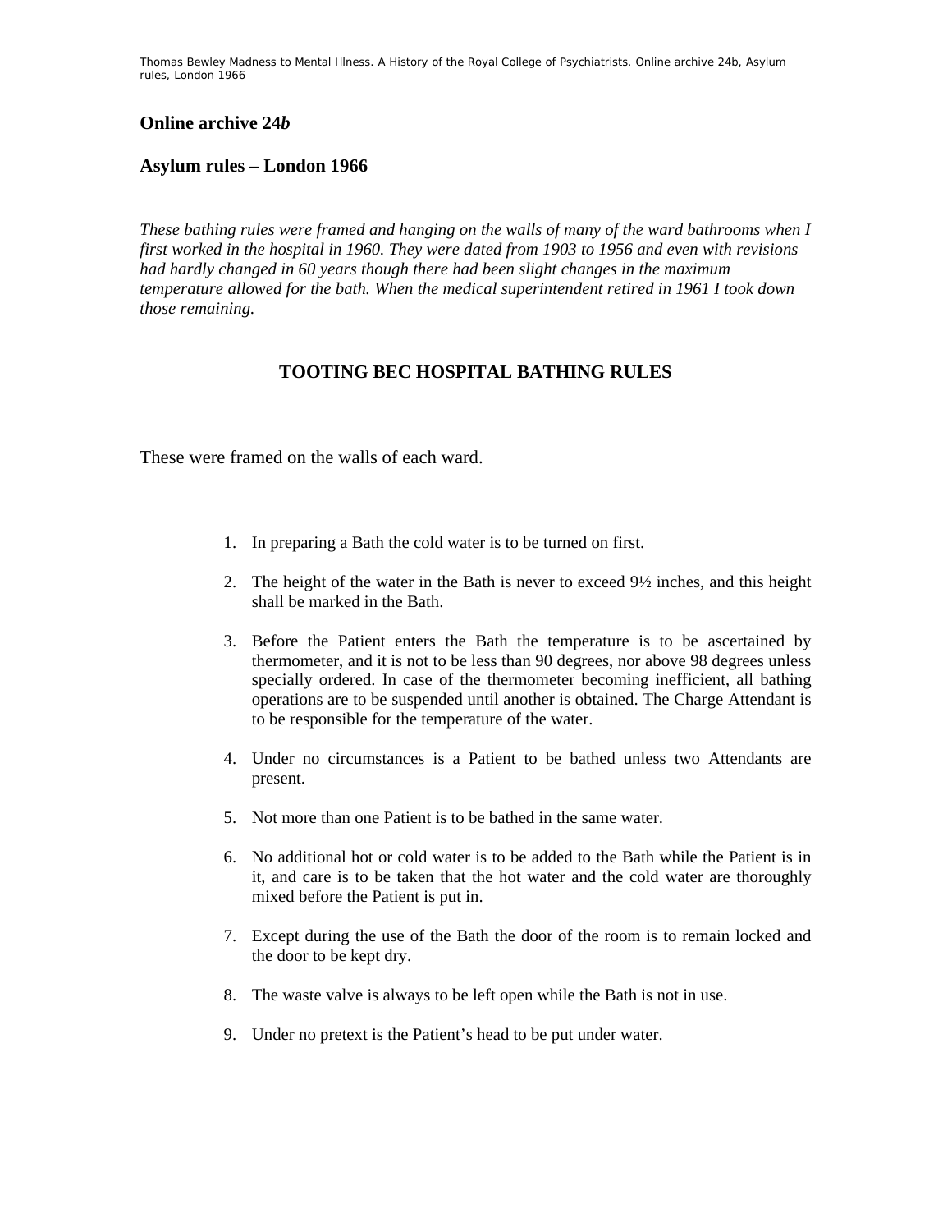## Online archive 24*b*

## Asylum rules – London 1966

*These bathing rules were framed and hanging on the walls of many of the ward bathrooms when I first worked in the hospital in 1960. They were dated from 1903 to 1956 and even with revisions had hardly changed in 60 years though there had been slight changes in the maximum temperature allowed for the bath. When the medical superintendent retired in 1961 I took down those remaining.*

### TOOTING BEC HOSPITAL BATHING RULES

These were framed on the walls of each ward.

1. In preparing a Bath the cold water is to be turned on first.

2. The height of the water in the Bath is never to exceed 9½ inches, and this height shall be marked in the Bath.

3. Before the Patient enters the Bath the temperature is to be ascertained by thermometer, and it is not to be less than 90 degrees, nor above 98 degrees unless specially ordered. In case of the thermometer becoming inefficient, all bathing operations are to be suspended until another is obtained. The Charge Attendant is to be responsible for the temperature of the water.

4. Under no circumstances is a Patient to be bathed unless two Attendants are present.

5. Not more than one Patient is to be bathed in the same water.

6. No additional hot or cold water is to be added to the Bath while the Patient is in it, and care is to be taken that the hot water and the cold water are thoroughly mixed before the Patient is put in.

7. Except during the use of the Bath the door of the room is to remain locked and the door to be kept dry.

8. The waste valve is always to be left open while the Bath is not in use.

9. Under no pretext is the Patient's head to be put under water.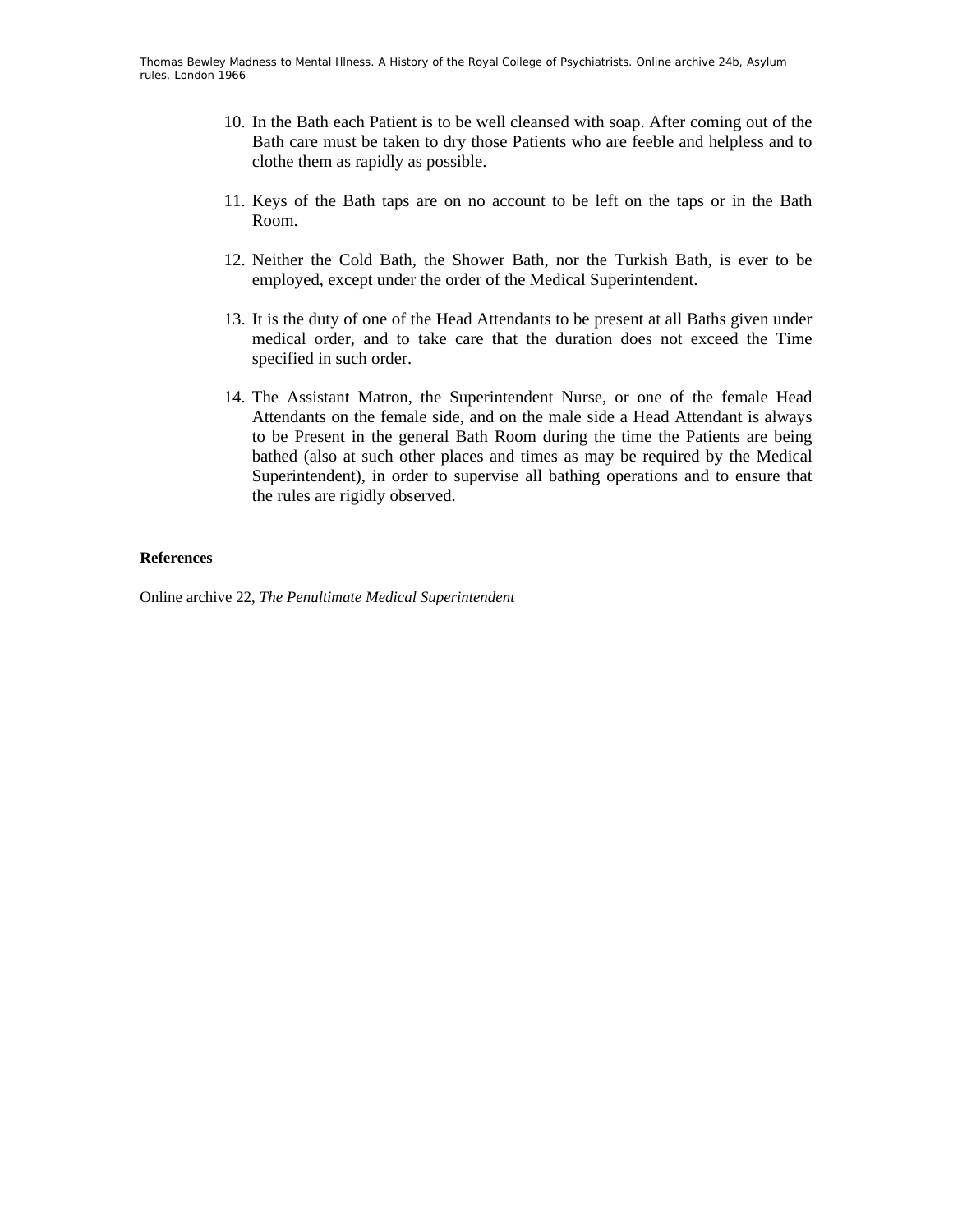10. In the Bath each Patient is to be well cleansed with soap. After coming out of the Bath care must be taken to dry those Patients who are feeble and helpless and to clothe them as rapidly as possible.

11. Keys of the Bath taps are on no account to be left on the taps or in the Bath Room.

12. Neither the Cold Bath, the Shower Bath, nor the Turkish Bath, is ever to be employed, except under the order of the Medical Superintendent.

13. It is the duty of one of the Head Attendants to be present at all Baths given under medical order, and to take care that the duration does not exceed the Time specified in such order.

14. The Assistant Matron, the Superintendent Nurse, or one of the female Head Attendants on the female side, and on the male side a Head Attendant is always to be Present in the general Bath Room during the time the Patients are being bathed (also at such other places and times as may be required by the Medical Superintendent), in order to supervise all bathing operations and to ensure that the rules are rigidly observed.

**References**

Online archive 22, *The Penultimate Medical Superintendent*